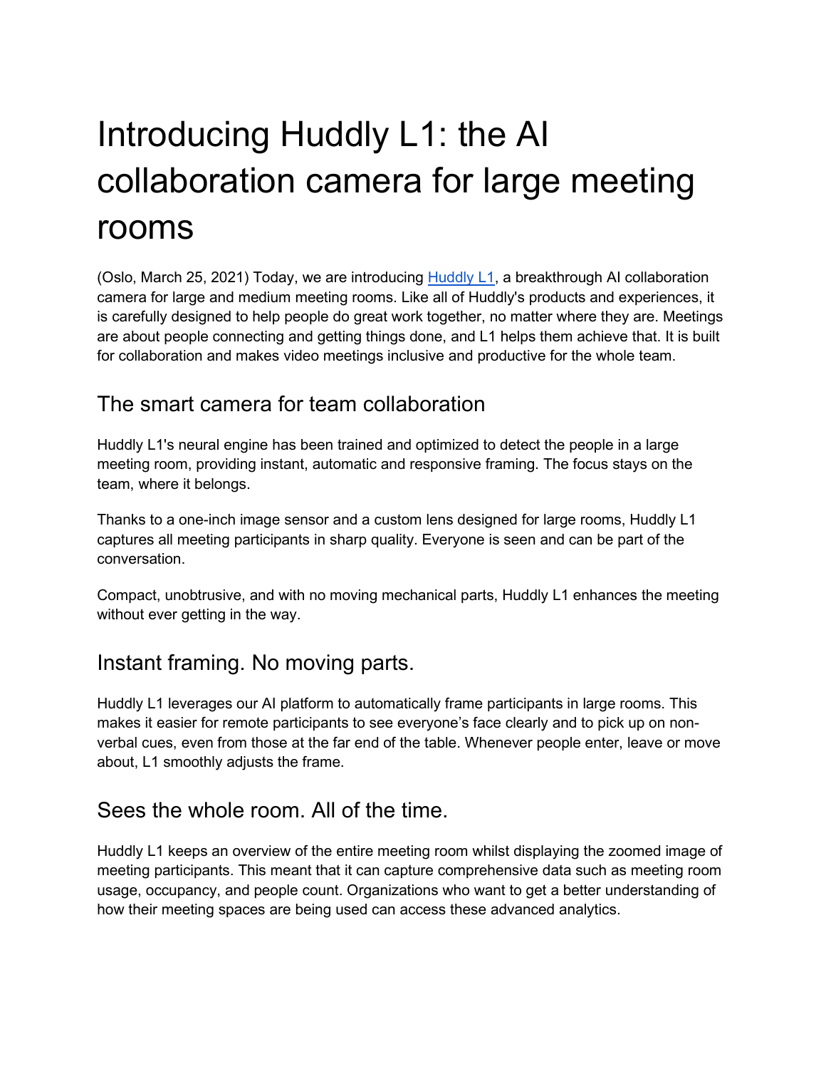# Introducing Huddly L1: the AI collaboration camera for large meeting rooms

(Oslo, March 25, 2021) Today, we are introducing [Huddly L1](), a breakthrough AI collaboration camera for large and medium meeting rooms. Like all of Huddly's products and experiences, it is carefully designed to help people do great work together, no matter where they are. Meetings are about people connecting and getting things done, and L1 helps them achieve that. It is built for collaboration and makes video meetings inclusive and productive for the whole team.

## The smart camera for team collaboration

Huddly L1's neural engine has been trained and optimized to detect the people in a large meeting room, providing instant, automatic and responsive framing. The focus stays on the team, where it belongs.

Thanks to a one-inch image sensor and a custom lens designed for large rooms, Huddly L1 captures all meeting participants in sharp quality. Everyone is seen and can be part of the conversation.

Compact, unobtrusive, and with no moving mechanical parts, Huddly L1 enhances the meeting without ever getting in the way.

## Instant framing. No moving parts.

Huddly L1 leverages our AI platform to automatically frame participants in large rooms. This makes it easier for remote participants to see everyone's face clearly and to pick up on non-verbal cues, even from those at the far end of the table. Whenever people enter, leave or move about, L1 smoothly adjusts the frame.

## Sees the whole room. All of the time.

Huddly L1 keeps an overview of the entire meeting room whilst displaying the zoomed image of meeting participants. This meant that it can capture comprehensive data such as meeting room usage, occupancy, and people count. Organizations who want to get a better understanding of how their meeting spaces are being used can access these advanced analytics.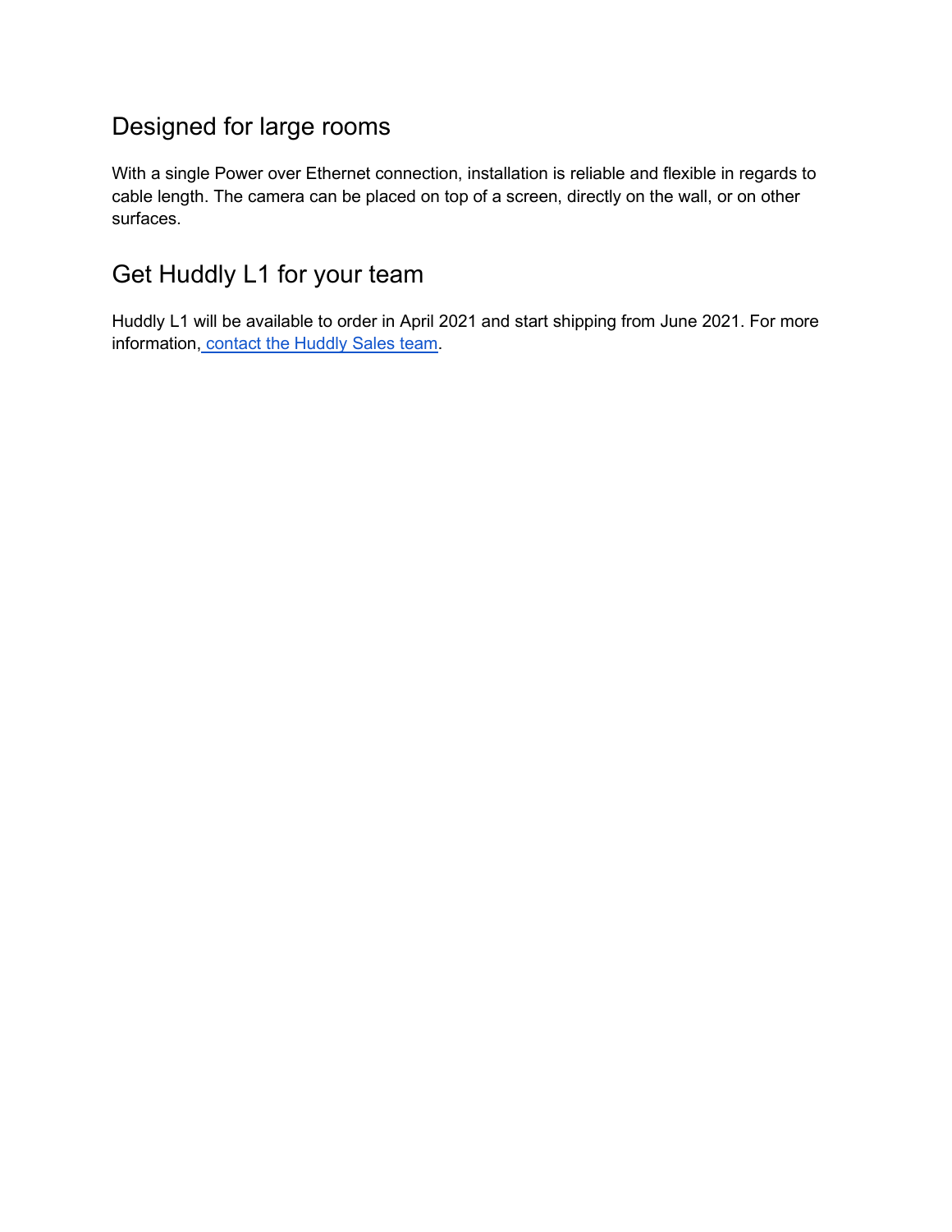## Designed for large rooms

With a single Power over Ethernet connection, installation is reliable and flexible in regards to cable length. The camera can be placed on top of a screen, directly on the wall, or on other surfaces.

## Get Huddly L1 for your team

Huddly L1 will be available to order in April 2021 and start shipping from June 2021. For more information, contact the Huddly Sales team.